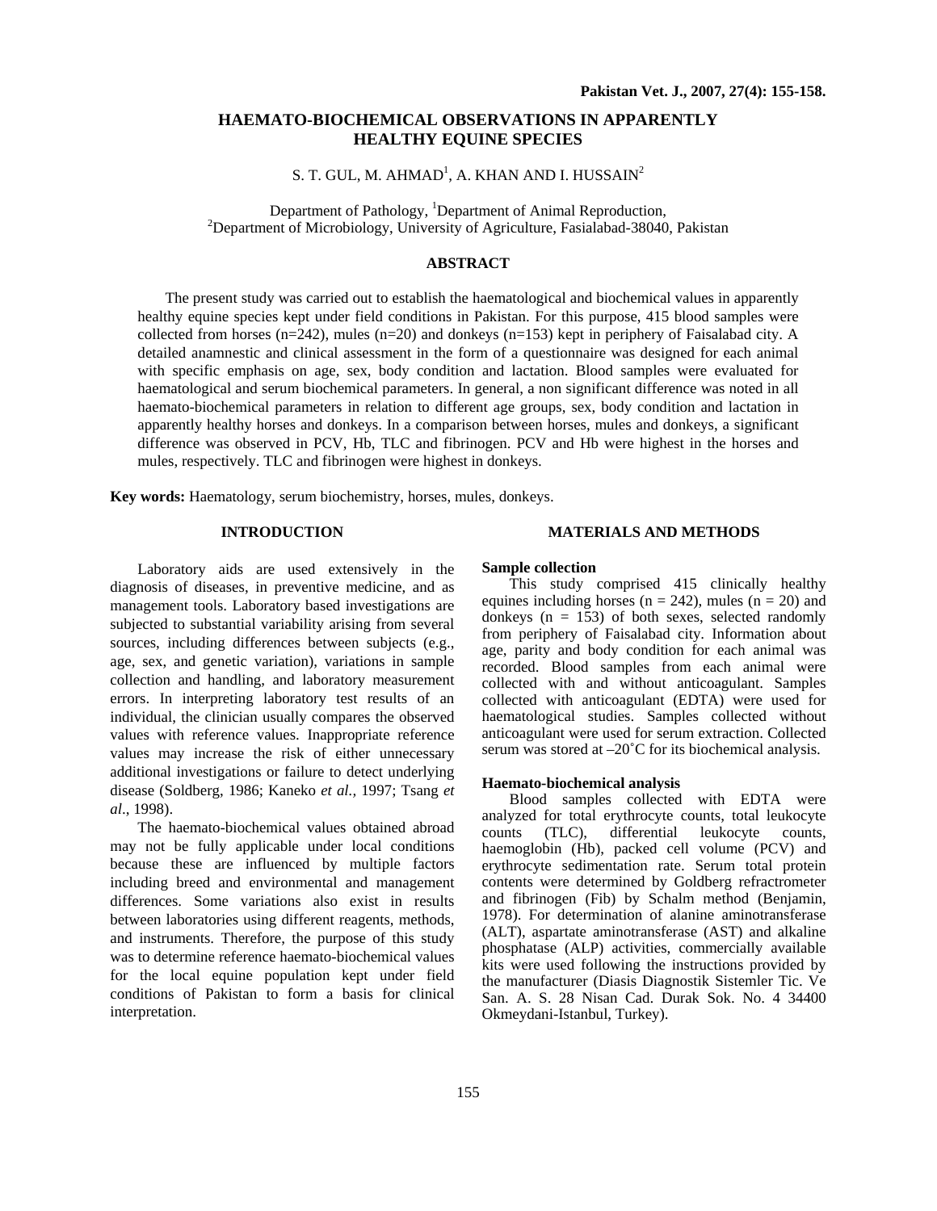# HAEMATO-BIOCHEMICAL OBSERVATIONS IN APPARENTLY HEALTHY EQUINE SPECIES

S. T. GUL, M. AHMAD[1], A. KHAN AND I. HUSSAIN[2]

Department of Pathology, [1]Department of Animal Reproduction,
[2]Department of Microbiology, University of Agriculture, Fasialabad-38040, Pakistan

## ABSTRACT

The present study was carried out to establish the haematological and biochemical values in apparently healthy equine species kept under field conditions in Pakistan. For this purpose, 415 blood samples were collected from horses (n=242), mules (n=20) and donkeys (n=153) kept in periphery of Faisalabad city. A detailed anamnestic and clinical assessment in the form of a questionnaire was designed for each animal with specific emphasis on age, sex, body condition and lactation. Blood samples were evaluated for haematological and serum biochemical parameters. In general, a non significant difference was noted in all haemato-biochemical parameters in relation to different age groups, sex, body condition and lactation in apparently healthy horses and donkeys. In a comparison between horses, mules and donkeys, a significant difference was observed in PCV, Hb, TLC and fibrinogen. PCV and Hb were highest in the horses and mules, respectively. TLC and fibrinogen were highest in donkeys.

**Key words:** Haematology, serum biochemistry, horses, mules, donkeys.

## INTRODUCTION

Laboratory aids are used extensively in the diagnosis of diseases, in preventive medicine, and as management tools. Laboratory based investigations are subjected to substantial variability arising from several sources, including differences between subjects (e.g., age, sex, and genetic variation), variations in sample collection and handling, and laboratory measurement errors. In interpreting laboratory test results of an individual, the clinician usually compares the observed values with reference values. Inappropriate reference values may increase the risk of either unnecessary additional investigations or failure to detect underlying disease (Soldberg, 1986; Kaneko *et al.,* 1997; Tsang *et al*., 1998).

The haemato-biochemical values obtained abroad may not be fully applicable under local conditions because these are influenced by multiple factors including breed and environmental and management differences. Some variations also exist in results between laboratories using different reagents, methods, and instruments. Therefore, the purpose of this study was to determine reference haemato-biochemical values for the local equine population kept under field conditions of Pakistan to form a basis for clinical interpretation.

## MATERIALS AND METHODS

### Sample collection

This study comprised 415 clinically healthy equines including horses (n = 242), mules (n = 20) and donkeys (n = 153) of both sexes, selected randomly from periphery of Faisalabad city. Information about age, parity and body condition for each animal was recorded. Blood samples from each animal were collected with and without anticoagulant. Samples collected with anticoagulant (EDTA) were used for haematological studies. Samples collected without anticoagulant were used for serum extraction. Collected serum was stored at –20˚C for its biochemical analysis.

### Haemato-biochemical analysis

Blood samples collected with EDTA were analyzed for total erythrocyte counts, total leukocyte counts (TLC), differential leukocyte counts, haemoglobin (Hb), packed cell volume (PCV) and erythrocyte sedimentation rate. Serum total protein contents were determined by Goldberg refractrometer and fibrinogen (Fib) by Schalm method (Benjamin, 1978). For determination of alanine aminotransferase (ALT), aspartate aminotransferase (AST) and alkaline phosphatase (ALP) activities, commercially available kits were used following the instructions provided by the manufacturer (Diasis Diagnostik Sistemler Tic. Ve San. A. S. 28 Nisan Cad. Durak Sok. No. 4 34400 Okmeydani-Istanbul, Turkey).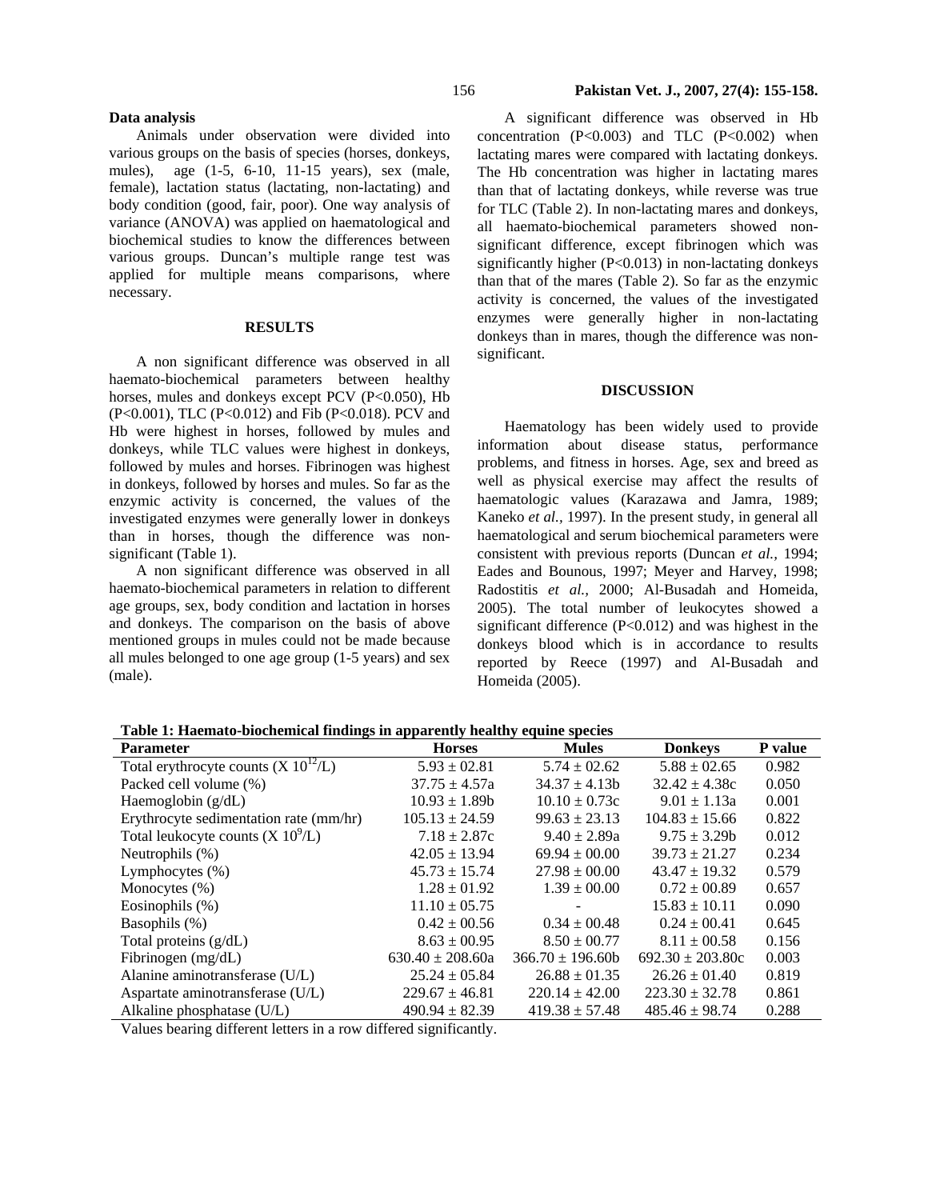## Data analysis

Animals under observation were divided into various groups on the basis of species (horses, donkeys, mules), age (1-5, 6-10, 11-15 years), sex (male, female), lactation status (lactating, non-lactating) and body condition (good, fair, poor). One way analysis of variance (ANOVA) was applied on haematological and biochemical studies to know the differences between various groups. Duncan's multiple range test was applied for multiple means comparisons, where necessary.

## RESULTS

A non significant difference was observed in all haemato-biochemical parameters between healthy horses, mules and donkeys except PCV ($P<0.050$), Hb ($P<0.001$), TLC ($P<0.012$) and Fib ($P<0.018$). PCV and Hb were highest in horses, followed by mules and donkeys, while TLC values were highest in donkeys, followed by mules and horses. Fibrinogen was highest in donkeys, followed by horses and mules. So far as the enzymic activity is concerned, the values of the investigated enzymes were generally lower in donkeys than in horses, though the difference was non-significant (Table 1).

A non significant difference was observed in all haemato-biochemical parameters in relation to different age groups, sex, body condition and lactation in horses and donkeys. The comparison on the basis of above mentioned groups in mules could not be made because all mules belonged to one age group (1-5 years) and sex (male).

A significant difference was observed in Hb concentration ($P<0.003$) and TLC ($P<0.002$) when lactating mares were compared with lactating donkeys. The Hb concentration was higher in lactating mares than that of lactating donkeys, while reverse was true for TLC (Table 2). In non-lactating mares and donkeys, all haemato-biochemical parameters showed non-significant difference, except fibrinogen which was significantly higher ($P<0.013$) in non-lactating donkeys than that of the mares (Table 2). So far as the enzymic activity is concerned, the values of the investigated enzymes were generally higher in non-lactating donkeys than in mares, though the difference was non-significant.

## DISCUSSION

Haematology has been widely used to provide information about disease status, performance problems, and fitness in horses. Age, sex and breed as well as physical exercise may affect the results of haematologic values (Karazawa and Jamra, 1989; Kaneko *et al.*, 1997). In the present study, in general all haematological and serum biochemical parameters were consistent with previous reports (Duncan *et al.*, 1994; Eades and Bounous, 1997; Meyer and Harvey, 1998; Radostitis *et al.*, 2000; Al-Busadah and Homeida, 2005). The total number of leukocytes showed a significant difference ($P<0.012$) and was highest in the donkeys blood which is in accordance to results reported by Reece (1997) and Al-Busadah and Homeida (2005).

**Table 1: Haemato-biochemical findings in apparently healthy equine species**

| Parameter | Horses | Mules | Donkeys | P value |
|---|---|---|---|---|
| Total erythrocyte counts ($X\ 10^{12}/L$) | 5.93 ± 02.81 | 5.74 ± 02.62 | 5.88 ± 02.65 | 0.982 |
| Packed cell volume (%) | 37.75 ± 4.57a | 34.37 ± 4.13b | 32.42 ± 4.38c | 0.050 |
| Haemoglobin (g/dL) | 10.93 ± 1.89b | 10.10 ± 0.73c | 9.01 ± 1.13a | 0.001 |
| Erythrocyte sedimentation rate (mm/hr) | 105.13 ± 24.59 | 99.63 ± 23.13 | 104.83 ± 15.66 | 0.822 |
| Total leukocyte counts ($X\ 10^{9}/L$) | 7.18 ± 2.87c | 9.40 ± 2.89a | 9.75 ± 3.29b | 0.012 |
| Neutrophils (%) | 42.05 ± 13.94 | 69.94 ± 00.00 | 39.73 ± 21.27 | 0.234 |
| Lymphocytes (%) | 45.73 ± 15.74 | 27.98 ± 00.00 | 43.47 ± 19.32 | 0.579 |
| Monocytes (%) | 1.28 ± 01.92 | 1.39 ± 00.00 | 0.72 ± 00.89 | 0.657 |
| Eosinophils (%) | 11.10 ± 05.75 | - | 15.83 ± 10.11 | 0.090 |
| Basophils (%) | 0.42 ± 00.56 | 0.34 ± 00.48 | 0.24 ± 00.41 | 0.645 |
| Total proteins (g/dL) | 8.63 ± 00.95 | 8.50 ± 00.77 | 8.11 ± 00.58 | 0.156 |
| Fibrinogen (mg/dL) | 630.40 ± 208.60a | 366.70 ± 196.60b | 692.30 ± 203.80c | 0.003 |
| Alanine aminotransferase (U/L) | 25.24 ± 05.84 | 26.88 ± 01.35 | 26.26 ± 01.40 | 0.819 |
| Aspartate aminotransferase (U/L) | 229.67 ± 46.81 | 220.14 ± 42.00 | 223.30 ± 32.78 | 0.861 |
| Alkaline phosphatase (U/L) | 490.94 ± 82.39 | 419.38 ± 57.48 | 485.46 ± 98.74 | 0.288 |

Values bearing different letters in a row differed significantly.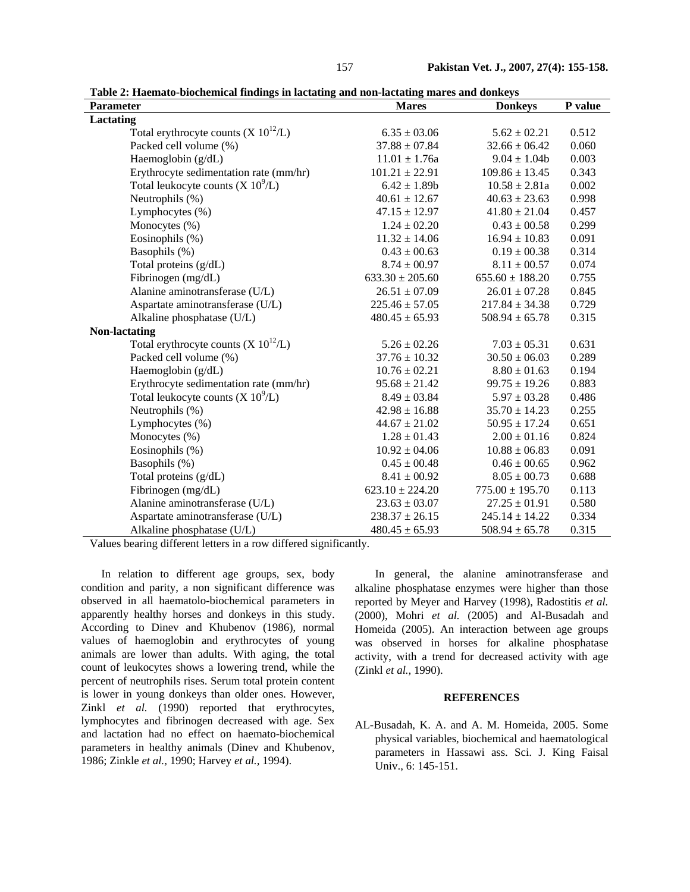**Table 2: Haemato-biochemical findings in lactating and non-lactating mares and donkeys**

| Parameter | Mares | Donkeys | P value |
|---|---|---|---|
| **Lactating** | | | |
| Total erythrocyte counts (X $10^{12}$/L) | 6.35 ± 03.06 | 5.62 ± 02.21 | 0.512 |
| Packed cell volume (%) | 37.88 ± 07.84 | 32.66 ± 06.42 | 0.060 |
| Haemoglobin (g/dL) | 11.01 ± 1.76a | 9.04 ± 1.04b | 0.003 |
| Erythrocyte sedimentation rate (mm/hr) | 101.21 ± 22.91 | 109.86 ± 13.45 | 0.343 |
| Total leukocyte counts (X $10^{9}$/L) | 6.42 ± 1.89b | 10.58 ± 2.81a | 0.002 |
| Neutrophils (%) | 40.61 ± 12.67 | 40.63 ± 23.63 | 0.998 |
| Lymphocytes (%) | 47.15 ± 12.97 | 41.80 ± 21.04 | 0.457 |
| Monocytes (%) | 1.24 ± 02.20 | 0.43 ± 00.58 | 0.299 |
| Eosinophils (%) | 11.32 ± 14.06 | 16.94 ± 10.83 | 0.091 |
| Basophils (%) | 0.43 ± 00.63 | 0.19 ± 00.38 | 0.314 |
| Total proteins (g/dL) | 8.74 ± 00.97 | 8.11 ± 00.57 | 0.074 |
| Fibrinogen (mg/dL) | 633.30 ± 205.60 | 655.60 ± 188.20 | 0.755 |
| Alanine aminotransferase (U/L) | 26.51 ± 07.09 | 26.01 ± 07.28 | 0.845 |
| Aspartate aminotransferase (U/L) | 225.46 ± 57.05 | 217.84 ± 34.38 | 0.729 |
| Alkaline phosphatase (U/L) | 480.45 ± 65.93 | 508.94 ± 65.78 | 0.315 |
| **Non-lactating** | | | |
| Total erythrocyte counts (X $10^{12}$/L) | 5.26 ± 02.26 | 7.03 ± 05.31 | 0.631 |
| Packed cell volume (%) | 37.76 ± 10.32 | 30.50 ± 06.03 | 0.289 |
| Haemoglobin (g/dL) | 10.76 ± 02.21 | 8.80 ± 01.63 | 0.194 |
| Erythrocyte sedimentation rate (mm/hr) | 95.68 ± 21.42 | 99.75 ± 19.26 | 0.883 |
| Total leukocyte counts (X $10^{9}$/L) | 8.49 ± 03.84 | 5.97 ± 03.28 | 0.486 |
| Neutrophils (%) | 42.98 ± 16.88 | 35.70 ± 14.23 | 0.255 |
| Lymphocytes (%) | 44.67 ± 21.02 | 50.95 ± 17.24 | 0.651 |
| Monocytes (%) | 1.28 ± 01.43 | 2.00 ± 01.16 | 0.824 |
| Eosinophils (%) | 10.92 ± 04.06 | 10.88 ± 06.83 | 0.091 |
| Basophils (%) | 0.45 ± 00.48 | 0.46 ± 00.65 | 0.962 |
| Total proteins (g/dL) | 8.41 ± 00.92 | 8.05 ± 00.73 | 0.688 |
| Fibrinogen (mg/dL) | 623.10 ± 224.20 | 775.00 ± 195.70 | 0.113 |
| Alanine aminotransferase (U/L) | 23.63 ± 03.07 | 27.25 ± 01.91 | 0.580 |
| Aspartate aminotransferase (U/L) | 238.37 ± 26.15 | 245.14 ± 14.22 | 0.334 |
| Alkaline phosphatase (U/L) | 480.45 ± 65.93 | 508.94 ± 65.78 | 0.315 |

Values bearing different letters in a row differed significantly.

In relation to different age groups, sex, body condition and parity, a non significant difference was observed in all hamatolo-biochemical parameters in apparently healthy horses and donkeys in this study. According to Dinev and Khubenov (1986), normal values of haemoglobin and erythrocytes of young animals are lower than adults. With aging, the total count of leukocytes shows a lowering trend, while the percent of neutrophils rises. Serum total protein content is lower in young donkeys than older ones. However, Zinkl *et al.* (1990) reported that erythrocytes, lymphocytes and fibrinogen decreased with age. Sex and lactation had no effect on haemato-biochemical parameters in healthy animals (Dinev and Khubenov, 1986; Zinkle *et al.*, 1990; Harvey *et al.*, 1994).

In general, the alanine aminotransferase and alkaline phosphatase enzymes were higher than those reported by Meyer and Harvey (1998), Radostitis *et al.* (2000), Mohri *et al.* (2005) and Al-Busadah and Homeida (2005). An interaction between age groups was observed in horses for alkaline phosphatase activity, with a trend for decreased activity with age (Zinkl *et al.*, 1990).

## REFERENCES

AL-Busadah, K. A. and A. M. Homeida, 2005. Some physical variables, biochemical and haematological parameters in Hassawi ass. Sci. J. King Faisal Univ., 6: 145-151.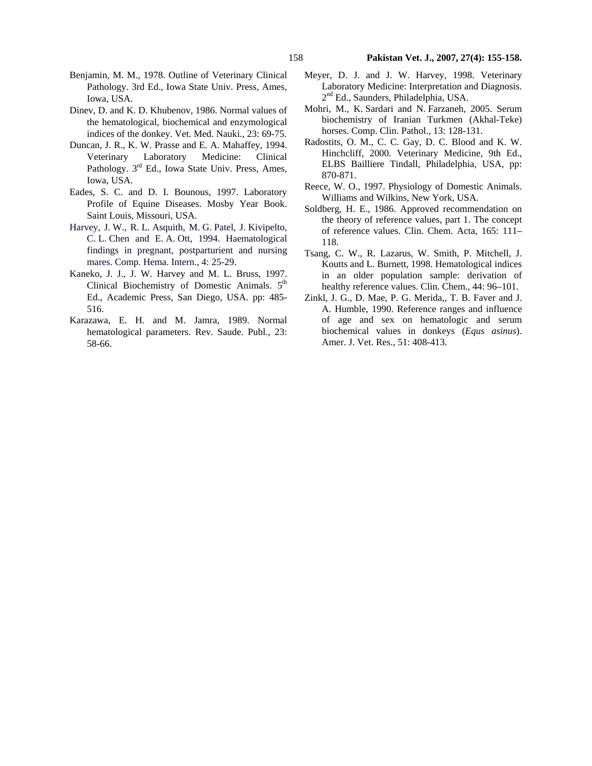Benjamin, M. M., 1978. Outline of Veterinary Clinical Pathology. 3rd Ed., Iowa State Univ. Press, Ames, Iowa, USA.

Dinev, D. and K. D. Khubenov, 1986. Normal values of the hematological, biochemical and enzymological indices of the donkey. Vet. Med. Nauki., 23: 69-75.

Duncan, J. R., K. W. Prasse and E. A. Mahaffey, 1994. Veterinary Laboratory Medicine: Clinical Pathology. 3rd Ed., Iowa State Univ. Press, Ames, Iowa, USA.

Eades, S. C. and D. I. Bounous, 1997. Laboratory Profile of Equine Diseases. Mosby Year Book. Saint Louis, Missouri, USA.

Harvey, J. W., R. L. Asquith, M. G. Patel, J. Kivipelto, C. L. Chen and E. A. Ott, 1994. Haematological findings in pregnant, postparturient and nursing mares. Comp. Hema. Intern., 4: 25-29.

Kaneko, J. J., J. W. Harvey and M. L. Bruss, 1997. Clinical Biochemistry of Domestic Animals. 5th Ed., Academic Press, San Diego, USA. pp: 485-516.

Karazawa, E. H. and M. Jamra, 1989. Normal hematological parameters. Rev. Saude. Publ., 23: 58-66.

Meyer, D. J. and J. W. Harvey, 1998. Veterinary Laboratory Medicine: Interpretation and Diagnosis. 2nd Ed., Saunders, Philadelphia, USA.

Mohri, M., K. Sardari and N. Farzaneh, 2005. Serum biochemistry of Iranian Turkmen (Akhal-Teke) horses. Comp. Clin. Pathol., 13: 128-131.

Radostits, O. M., C. C. Gay, D. C. Blood and K. W. Hinchcliff, 2000. Veterinary Medicine, 9th Ed., ELBS Bailliere Tindall, Philadelphia, USA, pp: 870-871.

Reece, W. O., 1997. Physiology of Domestic Animals. Williams and Wilkins, New York, USA.

Soldberg, H. E., 1986. Approved recommendation on the theory of reference values, part 1. The concept of reference values. Clin. Chem. Acta, 165: 111–118.

Tsang, C. W., R. Lazarus, W. Smith, P. Mitchell, J. Koutts and L. Burnett, 1998. Hematological indices in an older population sample: derivation of healthy reference values. Clin. Chem., 44: 96–101.

Zinkl, J. G., D. Mae, P. G. Merida,, T. B. Faver and J. A. Humble, 1990. Reference ranges and influence of age and sex on hematologic and serum biochemical values in donkeys (*Equs asinus*). Amer. J. Vet. Res., 51: 408-413.